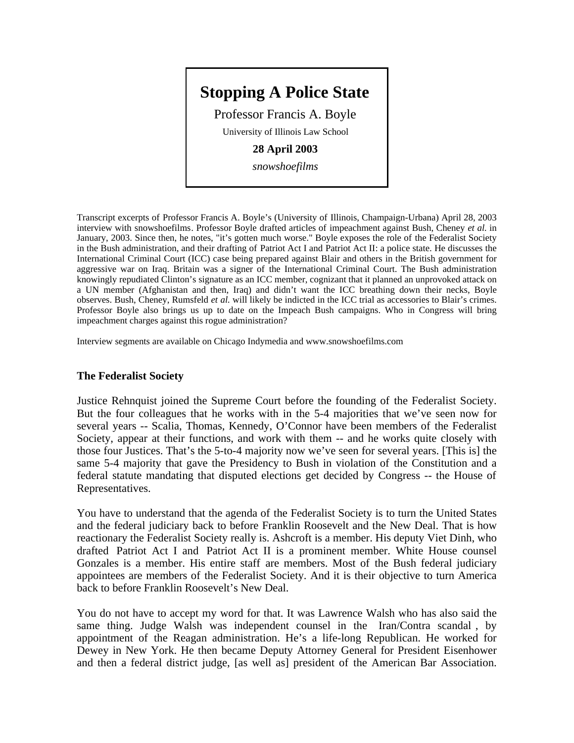# Stopping A Police State

Professor Francis A. Boyle

University of Illinois Law School

**28 April 2003**

*snowshoefilms*

Transcript excerpts of Professor Francis A. Boyle's (University of Illinois, Champaign-Urbana) April 28, 2003 interview with snowshoefilms. Professor Boyle drafted articles of impeachment against Bush, Cheney *et al.* in January, 2003. Since then, he notes, "it's gotten much worse." Boyle exposes the role of the Federalist Society in the Bush administration, and their drafting of Patriot Act I and Patriot Act II: a police state. He discusses the International Criminal Court (ICC) case being prepared against Blair and others in the British government for aggressive war on Iraq. Britain was a signer of the International Criminal Court. The Bush administration knowingly repudiated Clinton's signature as an ICC member, cognizant that it planned an unprovoked attack on a UN member (Afghanistan and then, Iraq) and didn't want the ICC breathing down their necks, Boyle observes. Bush, Cheney, Rumsfeld *et al.* will likely be indicted in the ICC trial as accessories to Blair's crimes. Professor Boyle also brings us up to date on the Impeach Bush campaigns. Who in Congress will bring impeachment charges against this rogue administration?

Interview segments are available on Chicago Indymedia and www.snowshoefilms.com

## The Federalist Society

Justice Rehnquist joined the Supreme Court before the founding of the Federalist Society. But the four colleagues that he works with in the 5-4 majorities that we've seen now for several years -- Scalia, Thomas, Kennedy, O'Connor have been members of the Federalist Society, appear at their functions, and work with them -- and he works quite closely with those four Justices. That's the 5-to-4 majority now we've seen for several years. [This is] the same 5-4 majority that gave the Presidency to Bush in violation of the Constitution and a federal statute mandating that disputed elections get decided by Congress -- the House of Representatives.

You have to understand that the agenda of the Federalist Society is to turn the United States and the federal judiciary back to before Franklin Roosevelt and the New Deal. That is how reactionary the Federalist Society really is. Ashcroft is a member. His deputy Viet Dinh, who drafted Patriot Act I and Patriot Act II is a prominent member. White House counsel Gonzales is a member. His entire staff are members. Most of the Bush federal judiciary appointees are members of the Federalist Society. And it is their objective to turn America back to before Franklin Roosevelt's New Deal.

You do not have to accept my word for that. It was Lawrence Walsh who has also said the same thing. Judge Walsh was independent counsel in the Iran/Contra scandal , by appointment of the Reagan administration. He's a life-long Republican. He worked for Dewey in New York. He then became Deputy Attorney General for President Eisenhower and then a federal district judge, [as well as] president of the American Bar Association.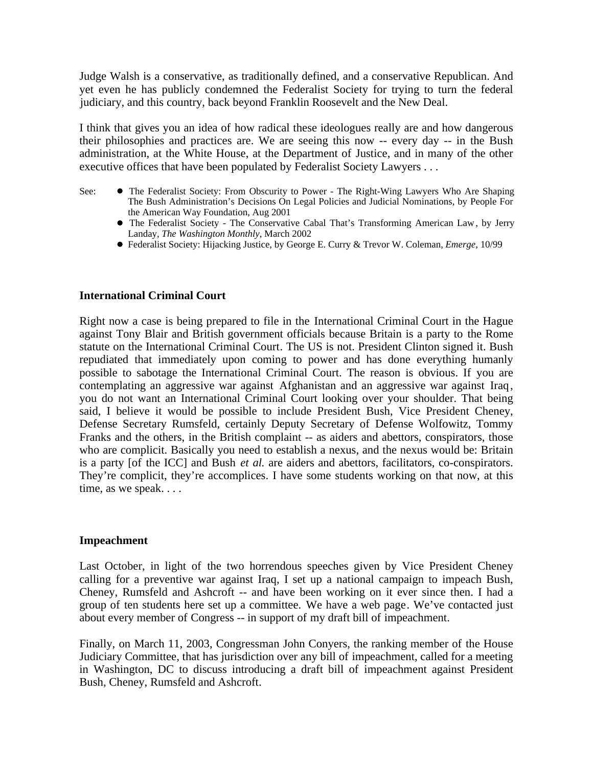Judge Walsh is a conservative, as traditionally defined, and a conservative Republican. And yet even he has publicly condemned the Federalist Society for trying to turn the federal judiciary, and this country, back beyond Franklin Roosevelt and the New Deal.

I think that gives you an idea of how radical these ideologues really are and how dangerous their philosophies and practices are. We are seeing this now -- every day -- in the Bush administration, at the White House, at the Department of Justice, and in many of the other executive offices that have been populated by Federalist Society Lawyers . . .

See:

- The Federalist Society: From Obscurity to Power - The Right-Wing Lawyers Who Are Shaping The Bush Administration's Decisions On Legal Policies and Judicial Nominations, by People For the American Way Foundation, Aug 2001
- The Federalist Society - The Conservative Cabal That's Transforming American Law, by Jerry Landay, *The Washington Monthly*, March 2002
- Federalist Society: Hijacking Justice, by George E. Curry & Trevor W. Coleman, *Emerge*, 10/99

**International Criminal Court**

Right now a case is being prepared to file in the International Criminal Court in the Hague against Tony Blair and British government officials because Britain is a party to the Rome statute on the International Criminal Court. The US is not. President Clinton signed it. Bush repudiated that immediately upon coming to power and has done everything humanly possible to sabotage the International Criminal Court. The reason is obvious. If you are contemplating an aggressive war against Afghanistan and an aggressive war against Iraq, you do not want an International Criminal Court looking over your shoulder. That being said, I believe it would be possible to include President Bush, Vice President Cheney, Defense Secretary Rumsfeld, certainly Deputy Secretary of Defense Wolfowitz, Tommy Franks and the others, in the British complaint -- as aiders and abettors, conspirators, those who are complicit. Basically you need to establish a nexus, and the nexus would be: Britain is a party [of the ICC] and Bush *et al.* are aiders and abettors, facilitators, co-conspirators. They're complicit, they're accomplices. I have some students working on that now, at this time, as we speak. . . .

**Impeachment**

Last October, in light of the two horrendous speeches given by Vice President Cheney calling for a preventive war against Iraq, I set up a national campaign to impeach Bush, Cheney, Rumsfeld and Ashcroft -- and have been working on it ever since then. I had a group of ten students here set up a committee. We have a web page. We've contacted just about every member of Congress -- in support of my draft bill of impeachment.

Finally, on March 11, 2003, Congressman John Conyers, the ranking member of the House Judiciary Committee, that has jurisdiction over any bill of impeachment, called for a meeting in Washington, DC to discuss introducing a draft bill of impeachment against President Bush, Cheney, Rumsfeld and Ashcroft.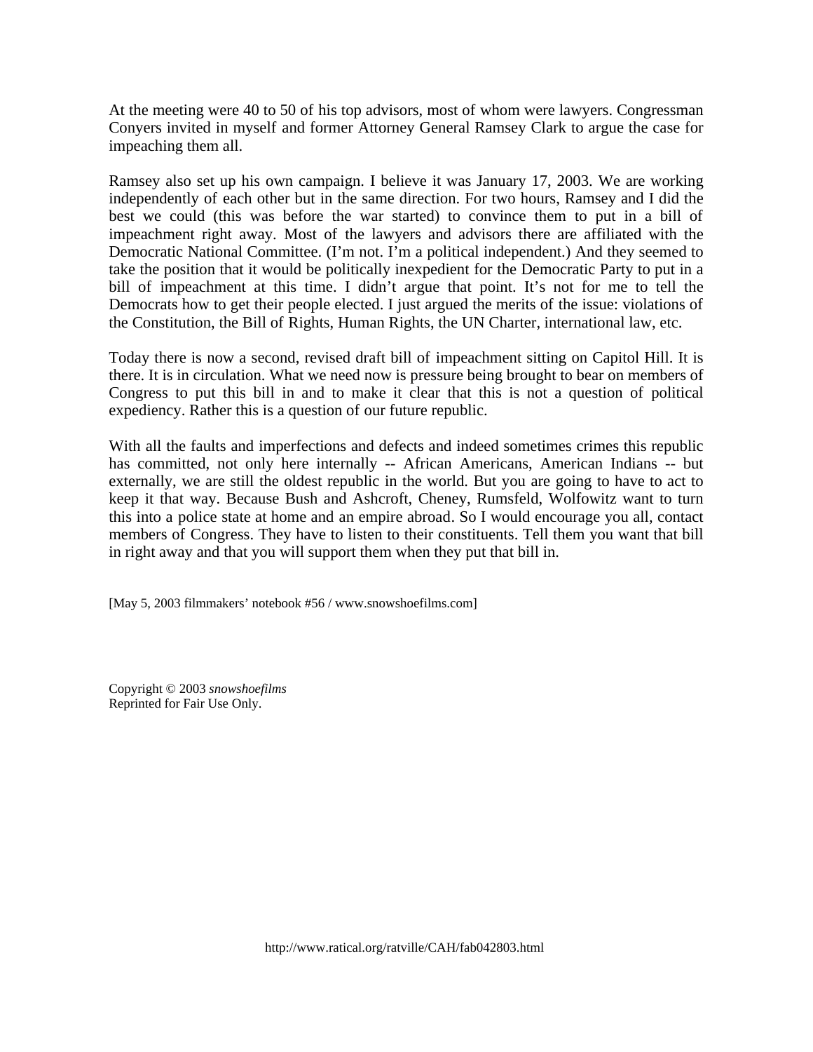At the meeting were 40 to 50 of his top advisors, most of whom were lawyers. Congressman Conyers invited in myself and former Attorney General Ramsey Clark to argue the case for impeaching them all.

Ramsey also set up his own campaign. I believe it was January 17, 2003. We are working independently of each other but in the same direction. For two hours, Ramsey and I did the best we could (this was before the war started) to convince them to put in a bill of impeachment right away. Most of the lawyers and advisors there are affiliated with the Democratic National Committee. (I'm not. I'm a political independent.) And they seemed to take the position that it would be politically inexpedient for the Democratic Party to put in a bill of impeachment at this time. I didn't argue that point. It's not for me to tell the Democrats how to get their people elected. I just argued the merits of the issue: violations of the Constitution, the Bill of Rights, Human Rights, the UN Charter, international law, etc.

Today there is now a second, revised draft bill of impeachment sitting on Capitol Hill. It is there. It is in circulation. What we need now is pressure being brought to bear on members of Congress to put this bill in and to make it clear that this is not a question of political expediency. Rather this is a question of our future republic.

With all the faults and imperfections and defects and indeed sometimes crimes this republic has committed, not only here internally -- African Americans, American Indians -- but externally, we are still the oldest republic in the world. But you are going to have to act to keep it that way. Because Bush and Ashcroft, Cheney, Rumsfeld, Wolfowitz want to turn this into a police state at home and an empire abroad. So I would encourage you all, contact members of Congress. They have to listen to their constituents. Tell them you want that bill in right away and that you will support them when they put that bill in.

[May 5, 2003 filmmakers' notebook #56 / www.snowshoefilms.com]

Copyright © 2003 *snowshoefilms*
Reprinted for Fair Use Only.